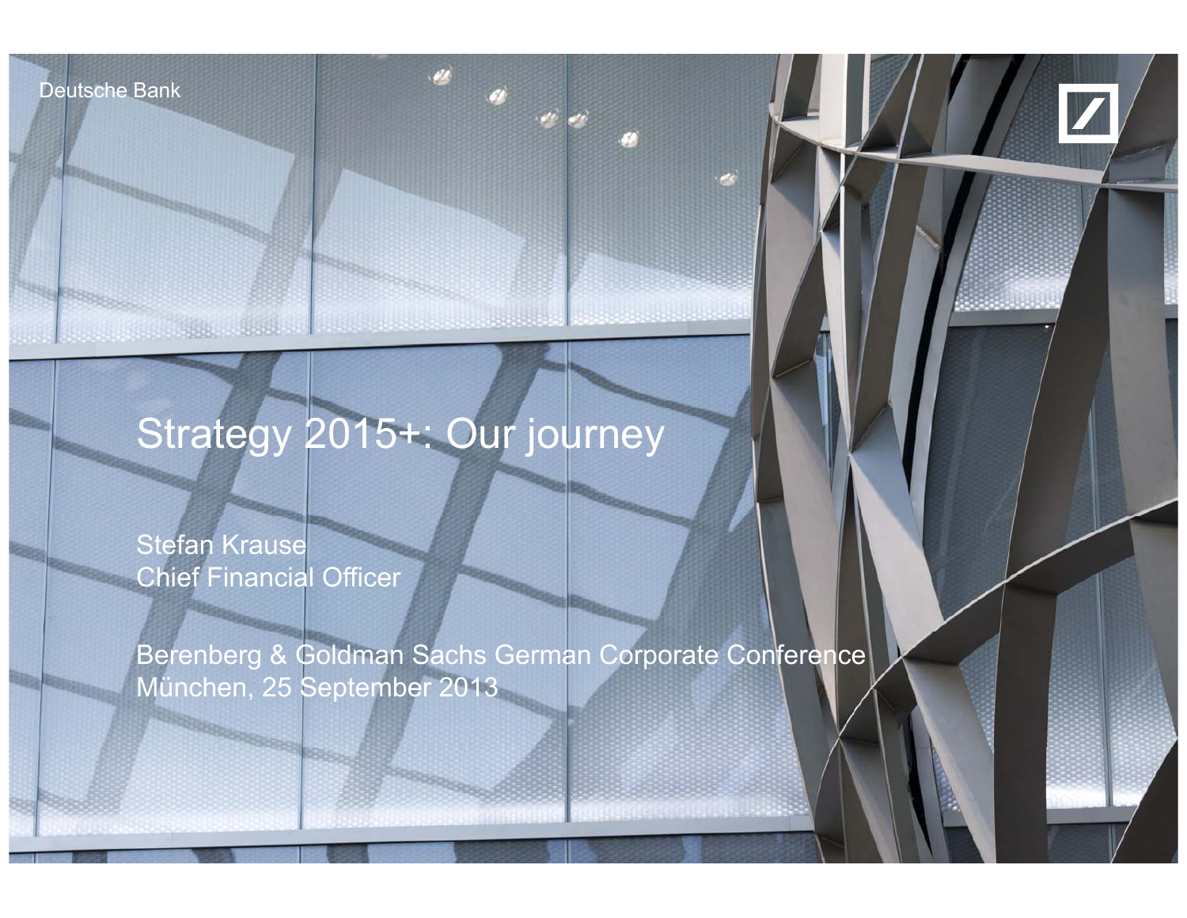Deutsche Bank

# Strategy 2015+: Our journey

Stefan Krause
Chief Financial Officer

Berenberg & Goldman Sachs German Corporate Conference
München, 25 September 2013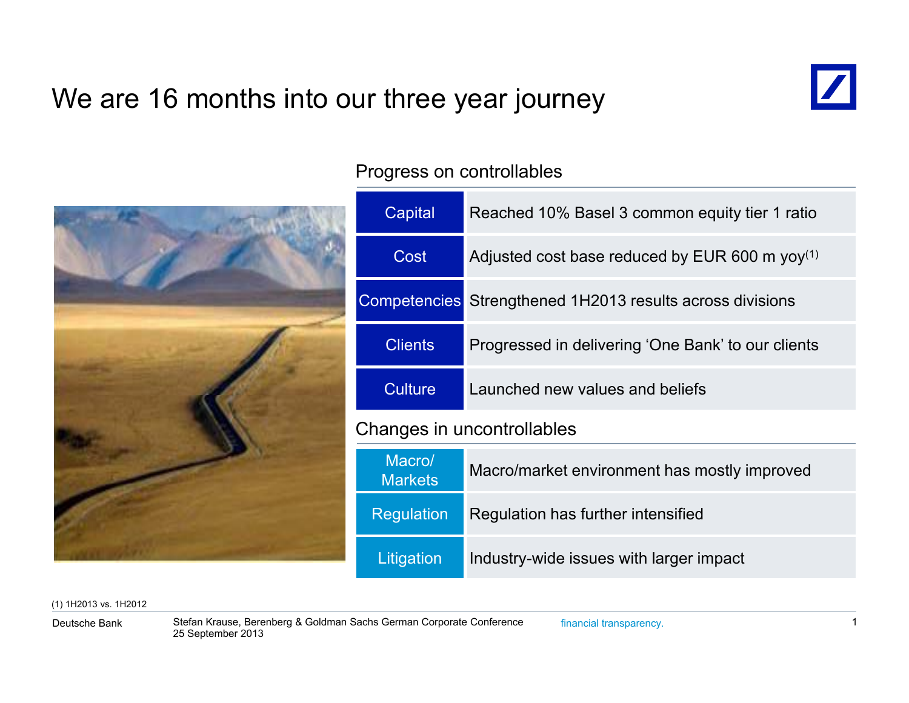# We are 16 months into our three year journey

## Progress on controllables

| | |
|---|---|
| Capital | Reached 10% Basel 3 common equity tier 1 ratio |
| Cost | Adjusted cost base reduced by EUR 600 m yoy[1] |
| Competencies | Strengthened 1H2013 results across divisions |
| Clients | Progressed in delivering 'One Bank' to our clients |
| Culture | Launched new values and beliefs |

## Changes in uncontrollables

| | |
|---|---|
| Macro/ Markets | Macro/market environment has mostly improved |
| Regulation | Regulation has further intensified |
| Litigation | Industry-wide issues with larger impact |

(1) 1H2013 vs. 1H2012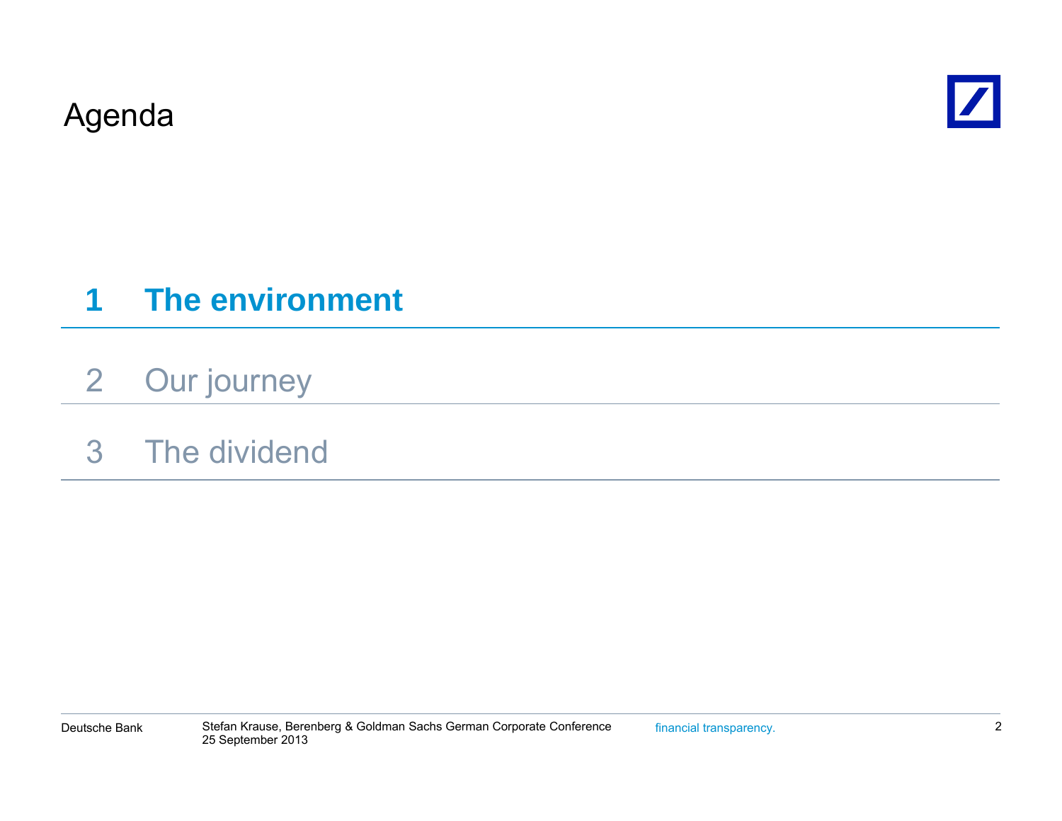# Agenda

1. **The environment**
2. Our journey
3. The dividend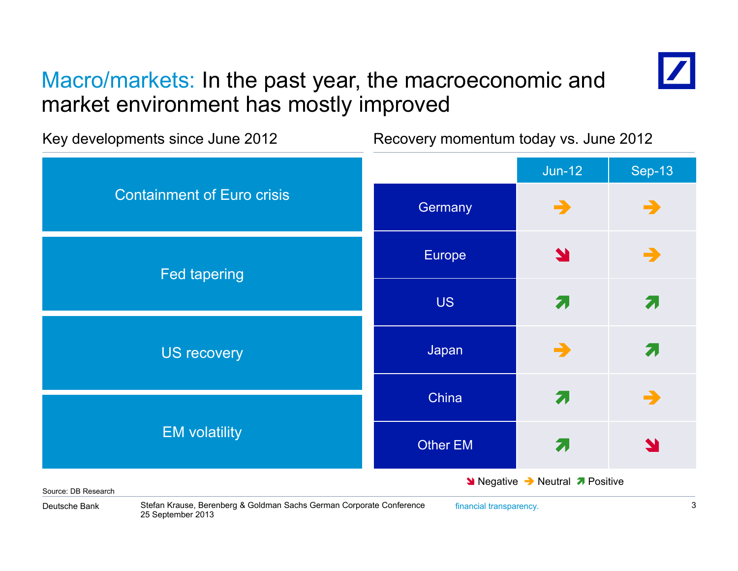# Macro/markets: In the past year, the macroeconomic and market environment has mostly improved

## Key developments since June 2012

- Containment of Euro crisis
- Fed tapering
- US recovery
- EM volatility

## Recovery momentum today vs. June 2012

| | Jun-12 | Sep-13 |
|---|---|---|
| Germany | Neutral | Neutral |
| Europe | Negative | Neutral |
| US | Positive | Positive |
| Japan | Neutral | Positive |
| China | Positive | Neutral |
| Other EM | Positive | Negative |

Negative / Neutral / Positive

Source: DB Research

Stefan Krause, Berenberg & Goldman Sachs German Corporate Conference
25 September 2013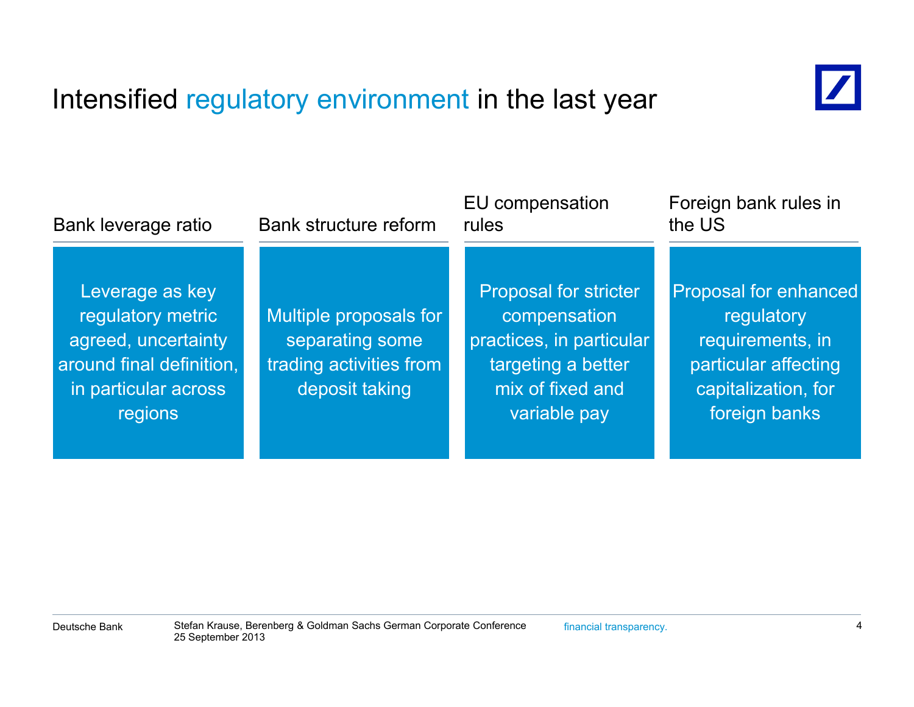# Intensified regulatory environment in the last year

### Bank leverage ratio

Leverage as key regulatory metric agreed, uncertainty around final definition, in particular across regions

### Bank structure reform

Multiple proposals for separating some trading activities from deposit taking

### EU compensation rules

Proposal for stricter compensation practices, in particular targeting a better mix of fixed and variable pay

### Foreign bank rules in the US

Proposal for enhanced regulatory requirements, in particular affecting capitalization, for foreign banks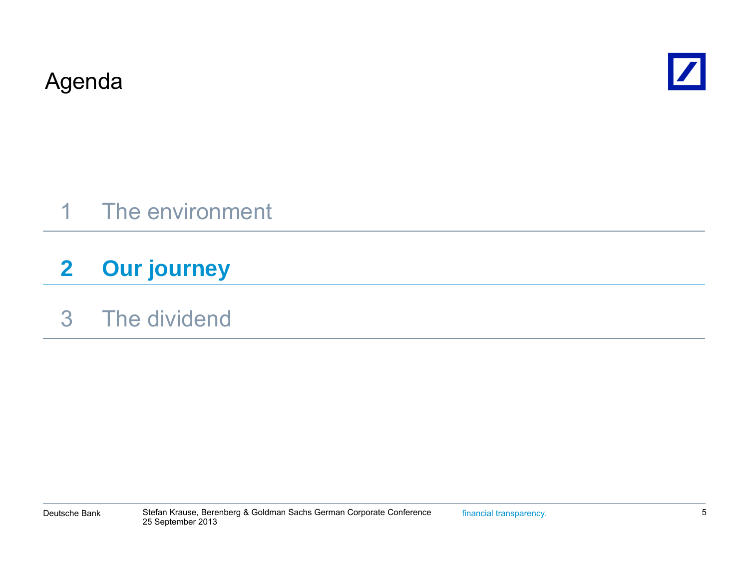# Agenda

1 The environment

**2 Our journey**

3 The dividend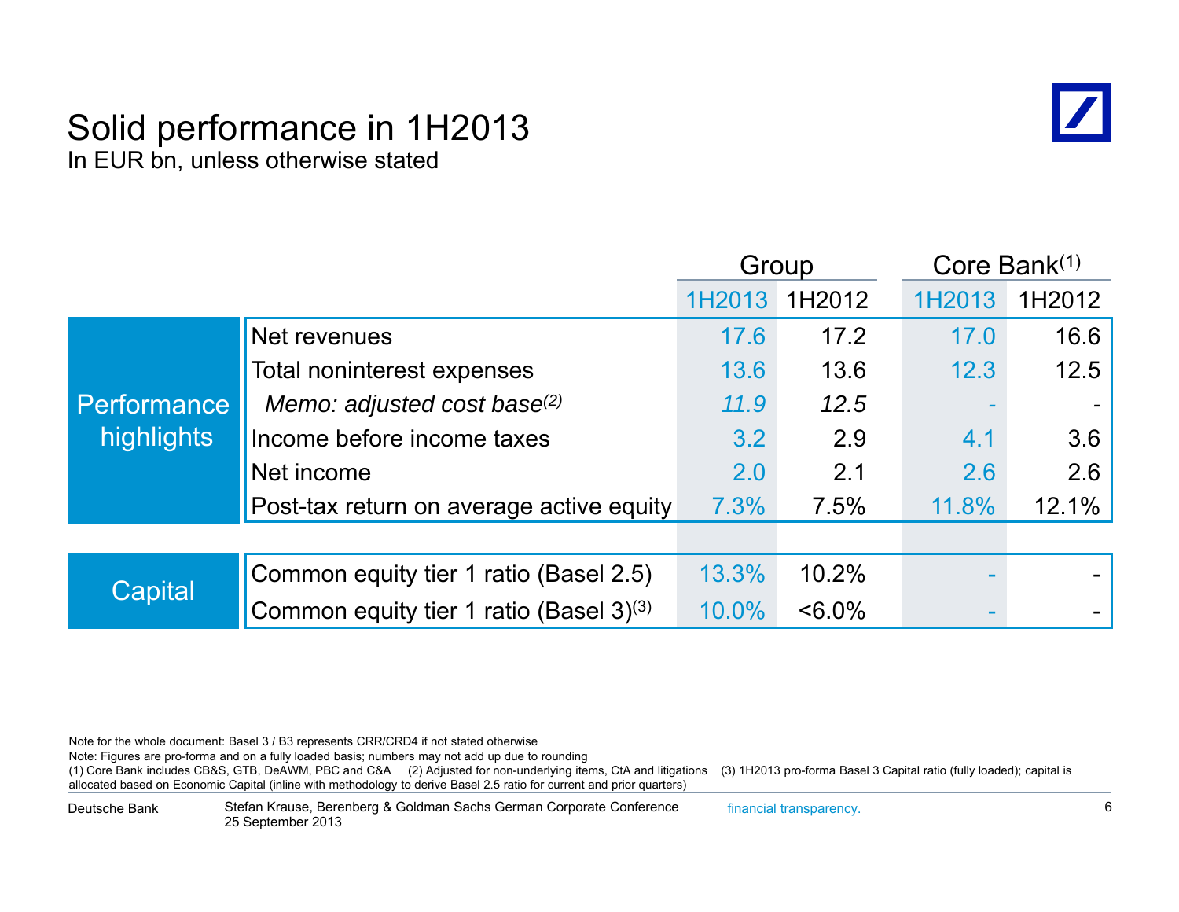# Solid performance in 1H2013

In EUR bn, unless otherwise stated

| | | Group | | Core Bank(1) | |
|---|---|---|---|---|---|
| | | 1H2013 | 1H2012 | 1H2013 | 1H2012 |
| Performance highlights | Net revenues | 17.6 | 17.2 | 17.0 | 16.6 |
| | Total noninterest expenses | 13.6 | 13.6 | 12.3 | 12.5 |
| | *Memo: adjusted cost base(2)* | *11.9* | *12.5* | - | - |
| | Income before income taxes | 3.2 | 2.9 | 4.1 | 3.6 |
| | Net income | 2.0 | 2.1 | 2.6 | 2.6 |
| | Post-tax return on average active equity | 7.3% | 7.5% | 11.8% | 12.1% |
| Capital | Common equity tier 1 ratio (Basel 2.5) | 13.3% | 10.2% | - | - |
| | Common equity tier 1 ratio (Basel 3)(3) | 10.0% | <6.0% | - | - |

Note for the whole document: Basel 3 / B3 represents CRR/CRD4 if not stated otherwise
Note: Figures are pro-forma and on a fully loaded basis; numbers may not add up due to rounding
(1) Core Bank includes CB&S, GTB, DeAWM, PBC and C&A (2) Adjusted for non-underlying items, CtA and litigations (3) 1H2013 pro-forma Basel 3 Capital ratio (fully loaded); capital is allocated based on Economic Capital (inline with methodology to derive Basel 2.5 ratio for current and prior quarters)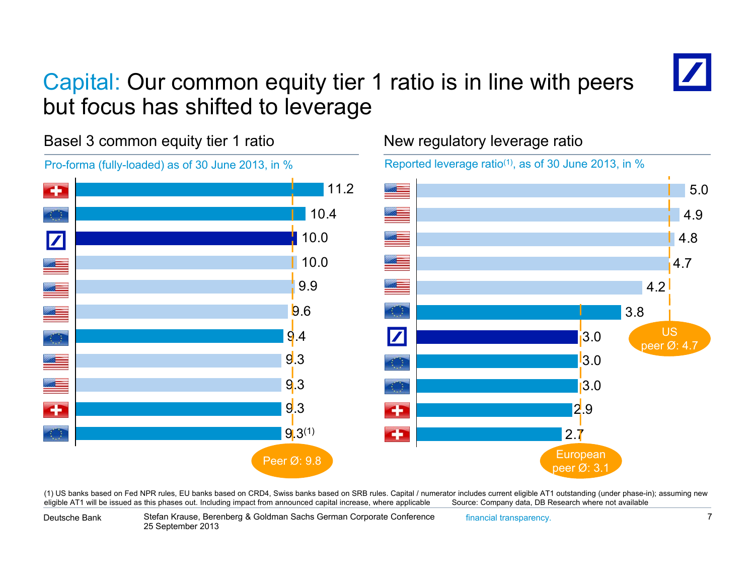# Capital: Our common equity tier 1 ratio is in line with peers but focus has shifted to leverage

## Basel 3 common equity tier 1 ratio

Pro-forma (fully-loaded) as of 30 June 2013, in %

| Bank | Ratio |
|---|---|
| Swiss | 11.2 |
| EU | 10.4 |
| Deutsche Bank | 10.0 |
| US | 10.0 |
| US | 9.9 |
| US | 9.6 |
| EU | 9.4 |
| US | 9.3 |
| US | 9.3 |
| Swiss | 9.3 |
| EU | 9.3[1] |

Peer Ø: 9.8

## New regulatory leverage ratio

Reported leverage ratio[1], as of 30 June 2013, in %

| Bank | Ratio |
|---|---|
| US | 5.0 |
| US | 4.9 |
| US | 4.8 |
| US | 4.7 |
| US | 4.2 |
| EU | 3.8 |
| Deutsche Bank | 3.0 |
| EU | 3.0 |
| EU | 3.0 |
| Swiss | 2.9 |
| Swiss | 2.7 |

US peer Ø: 4.7

European peer Ø: 3.1

(1) US banks based on Fed NPR rules, EU banks based on CRD4, Swiss banks based on SRB rules. Capital / numerator includes current eligible AT1 outstanding (under phase-in); assuming new eligible AT1 will be issued as this phases out. Including impact from announced capital increase, where applicable Source: Company data, DB Research where not available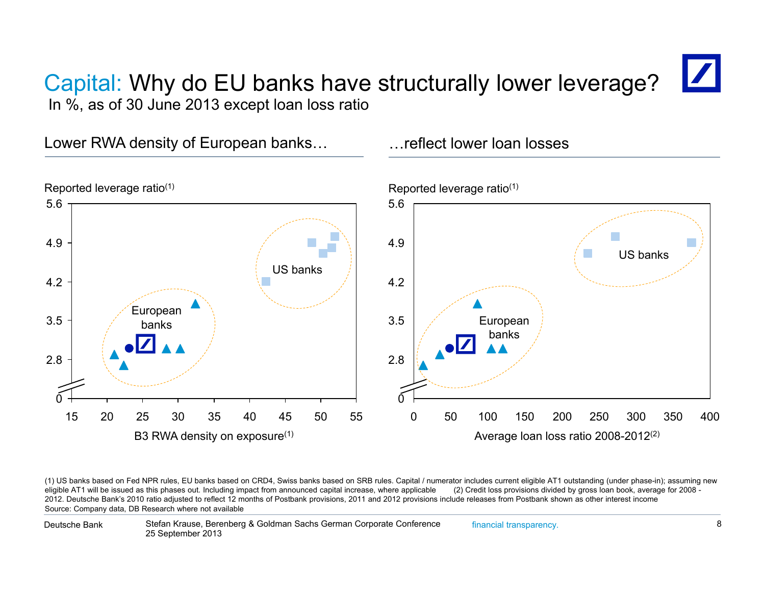# Capital: Why do EU banks have structurally lower leverage?

In %, as of 30 June 2013 except loan loss ratio

## Lower RWA density of European banks…

Reported leverage ratio(1)

5.6
4.9
4.2
3.5
2.8
0

15 20 25 30 35 40 45 50 55

US banks

European banks

B3 RWA density on exposure(1)

## …reflect lower loan losses

Reported leverage ratio(1)

5.6
4.9
4.2
3.5
2.8
0

0 50 100 150 200 250 300 350 400

US banks

European banks

Average loan loss ratio 2008-2012(2)

(1) US banks based on Fed NPR rules, EU banks based on CRD4, Swiss banks based on SRB rules. Capital / numerator includes current eligible AT1 outstanding (under phase-in); assuming new eligible AT1 will be issued as this phases out. Including impact from announced capital increase, where applicable (2) Credit loss provisions divided by gross loan book, average for 2008 - 2012. Deutsche Bank's 2010 ratio adjusted to reflect 12 months of Postbank provisions, 2011 and 2012 provisions include releases from Postbank shown as other interest income

Source: Company data, DB Research where not available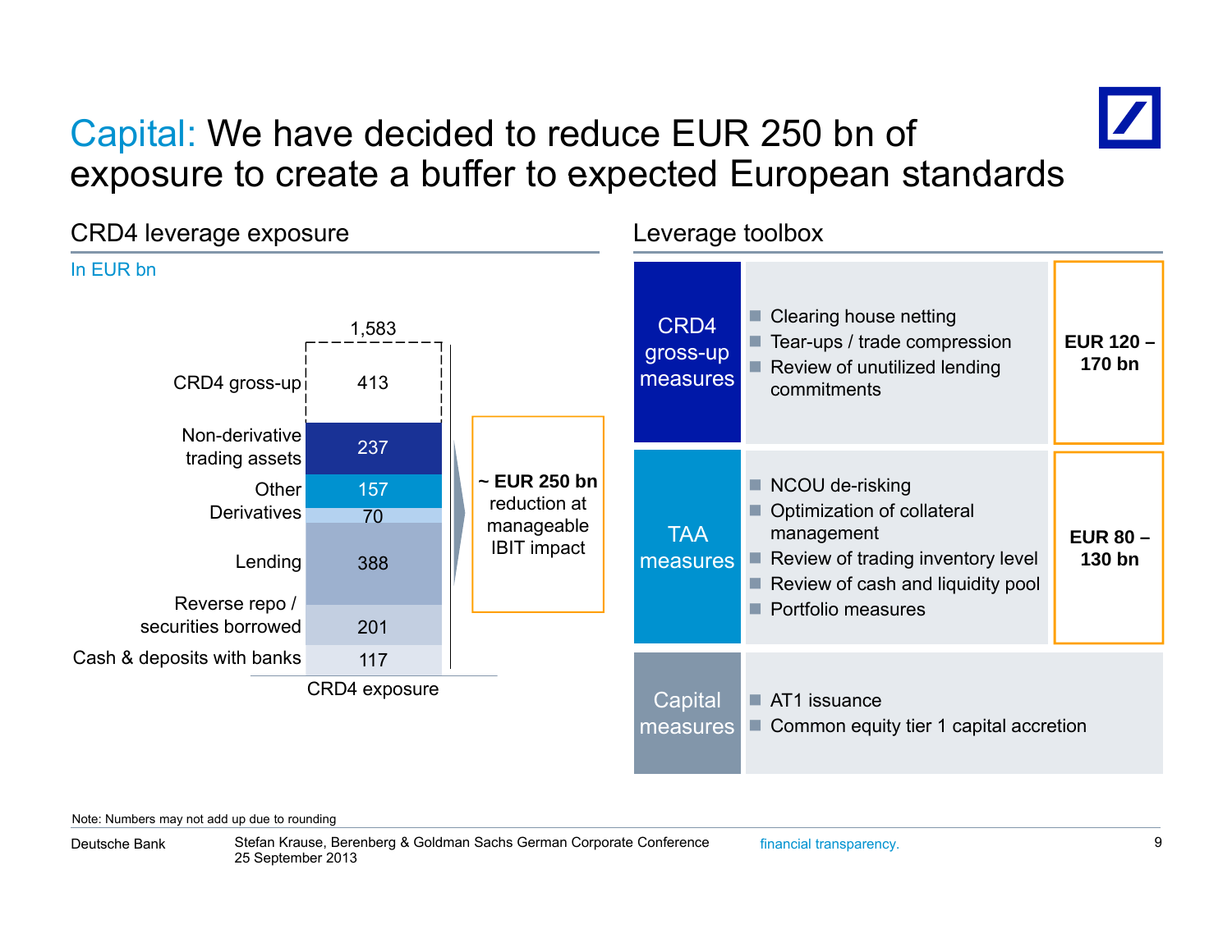# Capital: We have decided to reduce EUR 250 bn of exposure to create a buffer to expected European standards

## CRD4 leverage exposure

In EUR bn

| CRD4 exposure | |
|---|---|
| CRD4 gross-up | 413 |
| Non-derivative trading assets | 237 |
| Other Derivatives | 157 |
| | 70 |
| Lending | 388 |
| Reverse repo / securities borrowed | 201 |
| Cash & deposits with banks | 117 |
| **Total** | **1,583** |

**~ EUR 250 bn** reduction at manageable IBIT impact

## Leverage toolbox

| Measures | Toolbox | Amount |
|---|---|---|
| CRD4 gross-up measures | ■ Clearing house netting<br>■ Tear-ups / trade compression<br>■ Review of unutilized lending commitments | **EUR 120 – 170 bn** |
| TAA measures | ■ NCOU de-risking<br>■ Optimization of collateral management<br>■ Review of trading inventory level<br>■ Review of cash and liquidity pool<br>■ Portfolio measures | **EUR 80 – 130 bn** |
| Capital measures | ■ AT1 issuance<br>■ Common equity tier 1 capital accretion | |

Note: Numbers may not add up due to rounding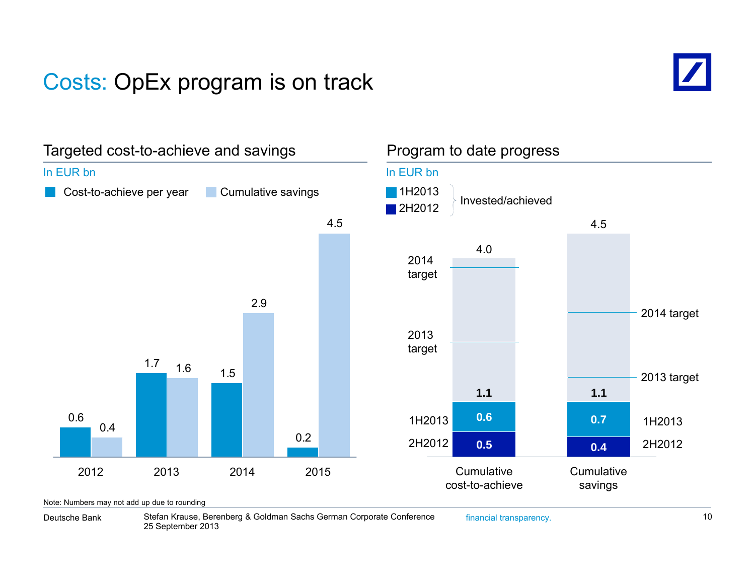# Costs: OpEx program is on track

## Targeted cost-to-achieve and savings

In EUR bn

| | Cost-to-achieve per year | Cumulative savings |
|---|---|---|
| 2012 | 0.6 | 0.4 |
| 2013 | 1.7 | 1.6 |
| 2014 | 1.5 | 2.9 |
| 2015 | 0.2 | 4.5 |

## Program to date progress

In EUR bn

1H2013, 2H2012: Invested/achieved

| | Cumulative cost-to-achieve | Cumulative savings |
|---|---|---|
| 2H2012 | 0.5 | 0.4 |
| 1H2013 | 0.6 | 0.7 |
| **Invested/achieved total** | **1.1** | **1.1** |
| Total target | 4.0 | 4.5 |

2013 target and 2014 target are marked on each bar.

Note: Numbers may not add up due to rounding

Stefan Krause, Berenberg & Goldman Sachs German Corporate Conference
25 September 2013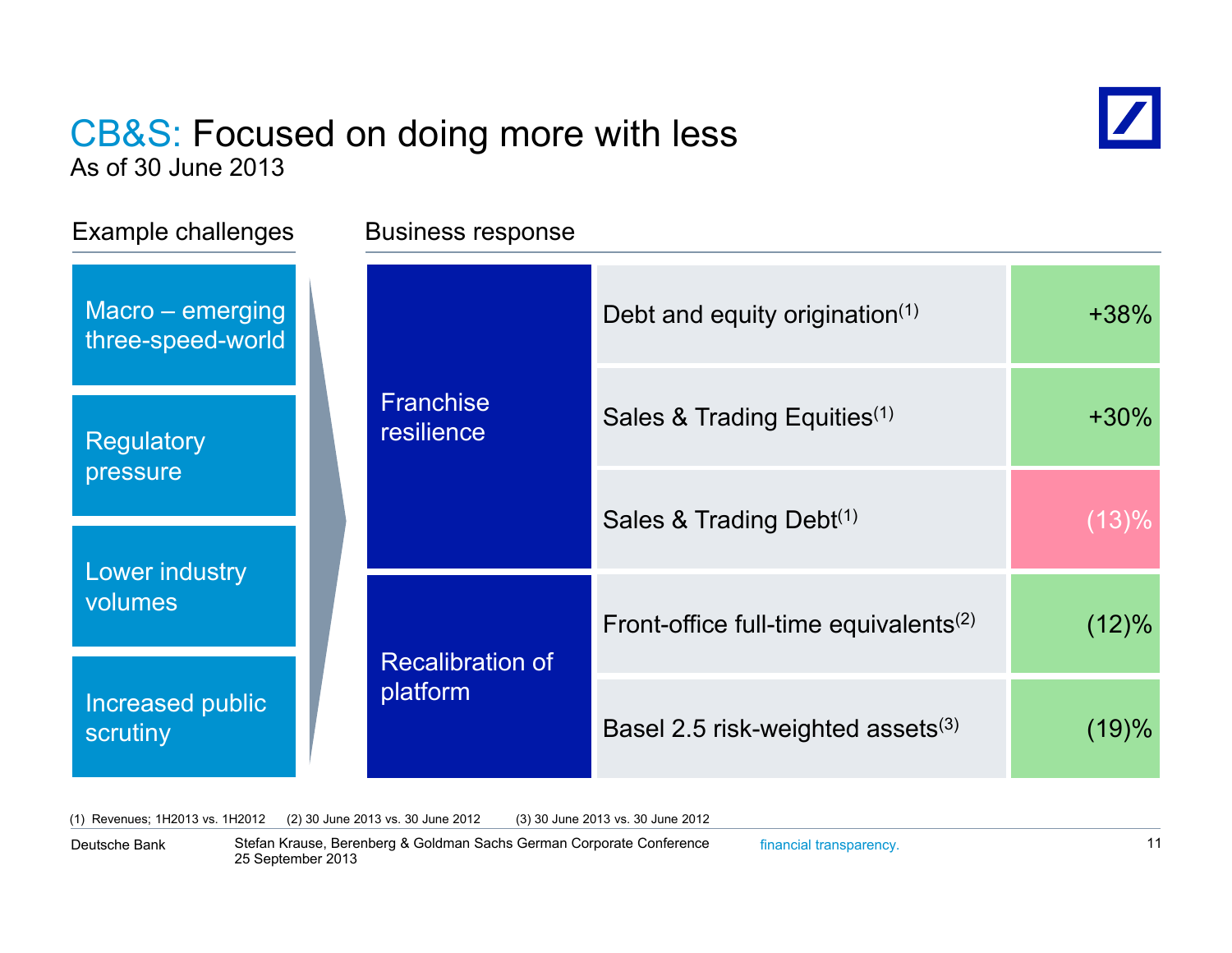# CB&S: Focused on doing more with less

As of 30 June 2013

### Example challenges

- Macro – emerging three-speed-world
- Regulatory pressure
- Lower industry volumes
- Increased public scrutiny

### Business response

| | | |
|---|---|---|
| Franchise resilience | Debt and equity origination[1] | +38% |
| | Sales & Trading Equities[1] | +30% |
| | Sales & Trading Debt[1] | (13)% |
| Recalibration of platform | Front-office full-time equivalents[2] | (12)% |
| | Basel 2.5 risk-weighted assets[3] | (19)% |

(1) Revenues; 1H2013 vs. 1H2012 (2) 30 June 2013 vs. 30 June 2012 (3) 30 June 2013 vs. 30 June 2012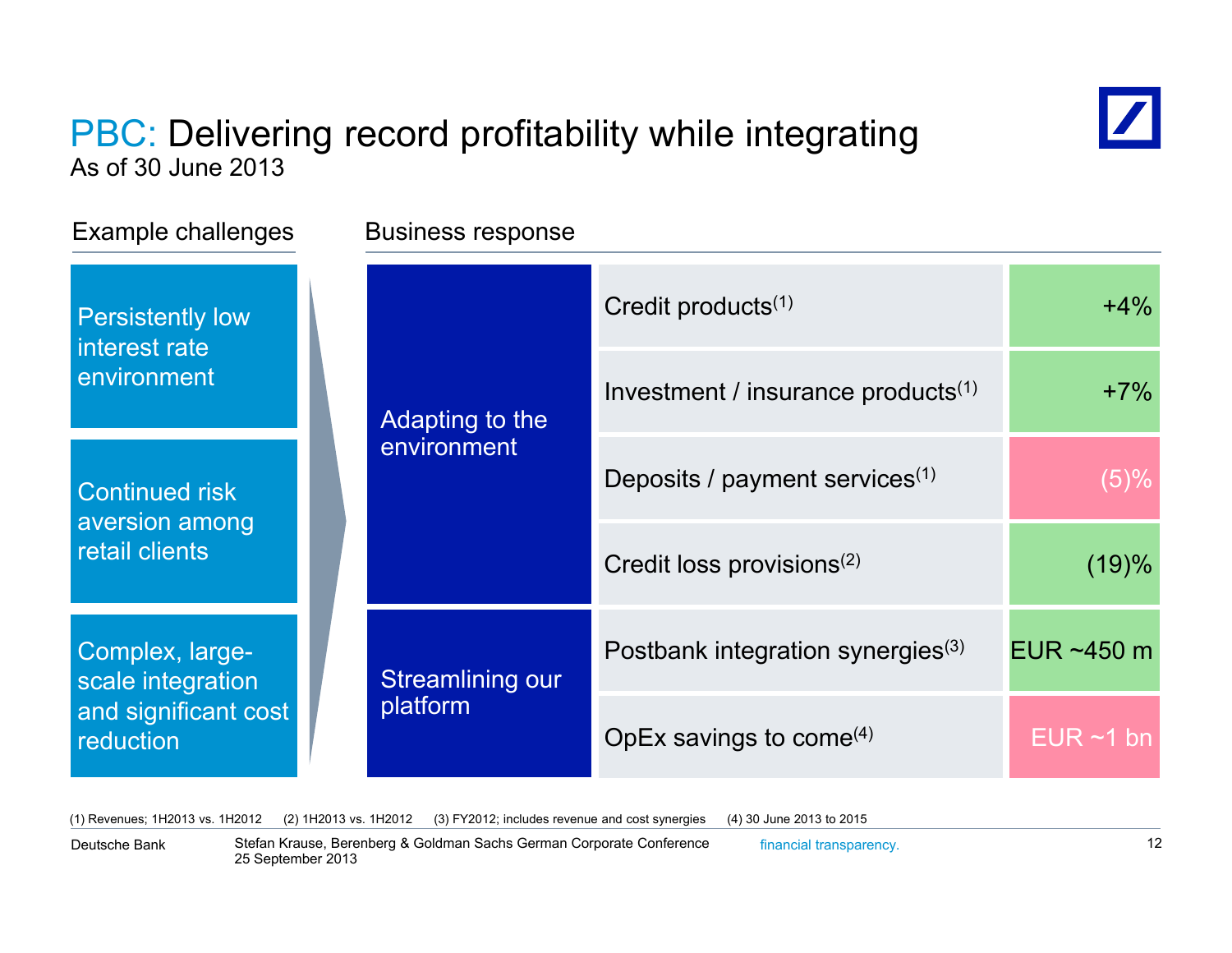# PBC: Delivering record profitability while integrating

As of 30 June 2013

| Example challenges | Business response | | |
|---|---|---|---|
| Persistently low interest rate environment | Adapting to the environment | Credit products[1] | +4% |
| | | Investment / insurance products[1] | +7% |
| Continued risk aversion among retail clients | | Deposits / payment services[1] | (5)% |
| | | Credit loss provisions[2] | (19)% |
| Complex, large-scale integration and significant cost reduction | Streamlining our platform | Postbank integration synergies[3] | EUR ~450 m |
| | | OpEx savings to come[4] | EUR ~1 bn |

(1) Revenues; 1H2013 vs. 1H2012 (2) 1H2013 vs. 1H2012 (3) FY2012; includes revenue and cost synergies (4) 30 June 2013 to 2015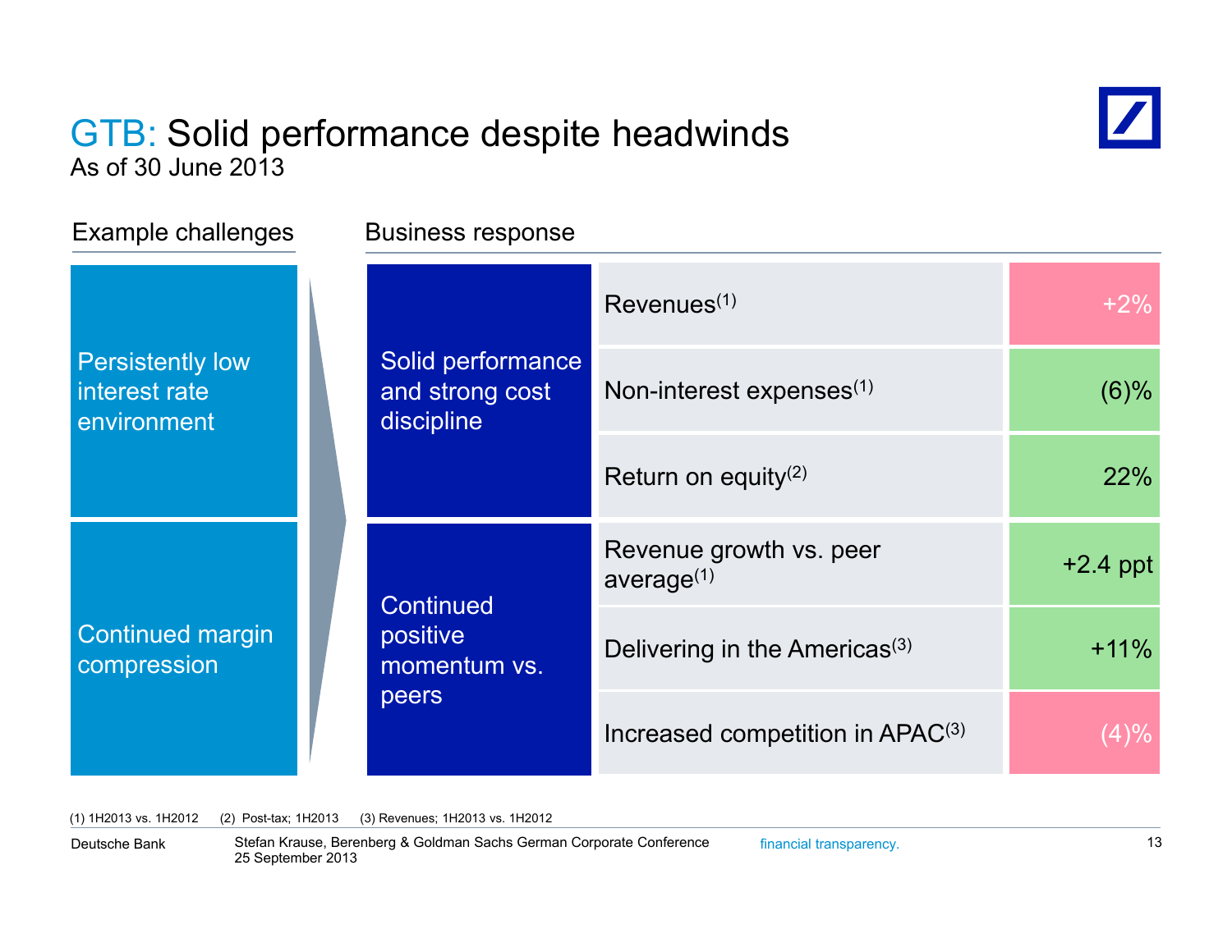# GTB: Solid performance despite headwinds

As of 30 June 2013

| Example challenges | Business response | | |
|---|---|---|---|
| Persistently low interest rate environment | Solid performance and strong cost discipline | Revenues[1] | +2% |
| | | Non-interest expenses[1] | (6)% |
| | | Return on equity[2] | 22% |
| Continued margin compression | Continued positive momentum vs. peers | Revenue growth vs. peer average[1] | +2.4 ppt |
| | | Delivering in the Americas[3] | +11% |
| | | Increased competition in APAC[3] | (4)% |

(1) 1H2013 vs. 1H2012 (2) Post-tax; 1H2013 (3) Revenues; 1H2013 vs. 1H2012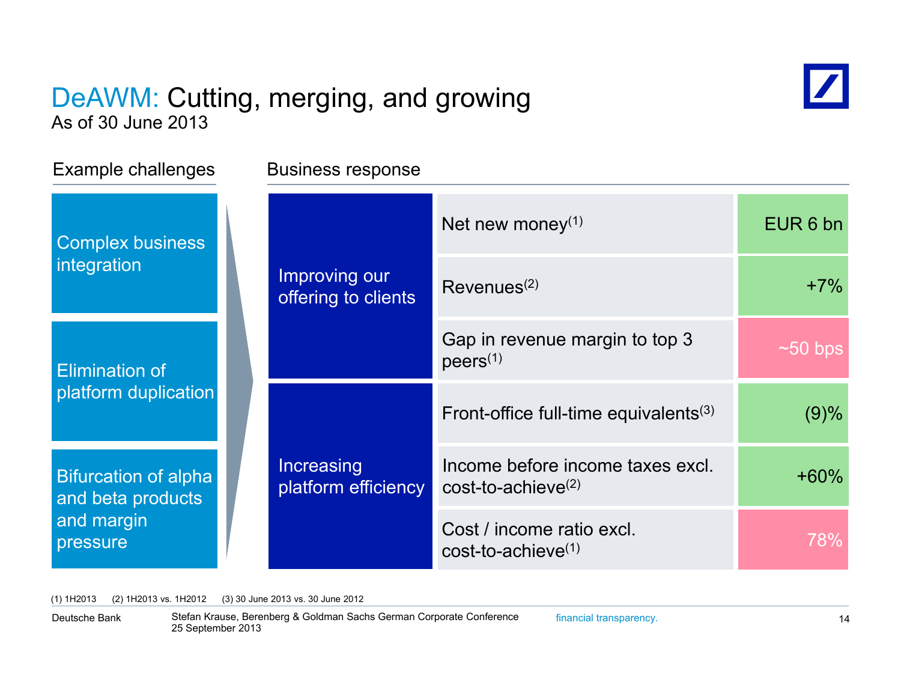# DeAWM: Cutting, merging, and growing

As of 30 June 2013

**Example challenges**

- Complex business integration
- Elimination of platform duplication
- Bifurcation of alpha and beta products and margin pressure

**Business response**

| Business response | Metric | Value |
|---|---|---|
| Improving our offering to clients | Net new money(1) | EUR 6 bn |
| | Revenues(2) | +7% |
| | Gap in revenue margin to top 3 peers(1) | ~50 bps |
| Increasing platform efficiency | Front-office full-time equivalents(3) | (9)% |
| | Income before income taxes excl. cost-to-achieve(2) | +60% |
| | Cost / income ratio excl. cost-to-achieve(1) | 78% |

(1) 1H2013 (2) 1H2013 vs. 1H2012 (3) 30 June 2013 vs. 30 June 2012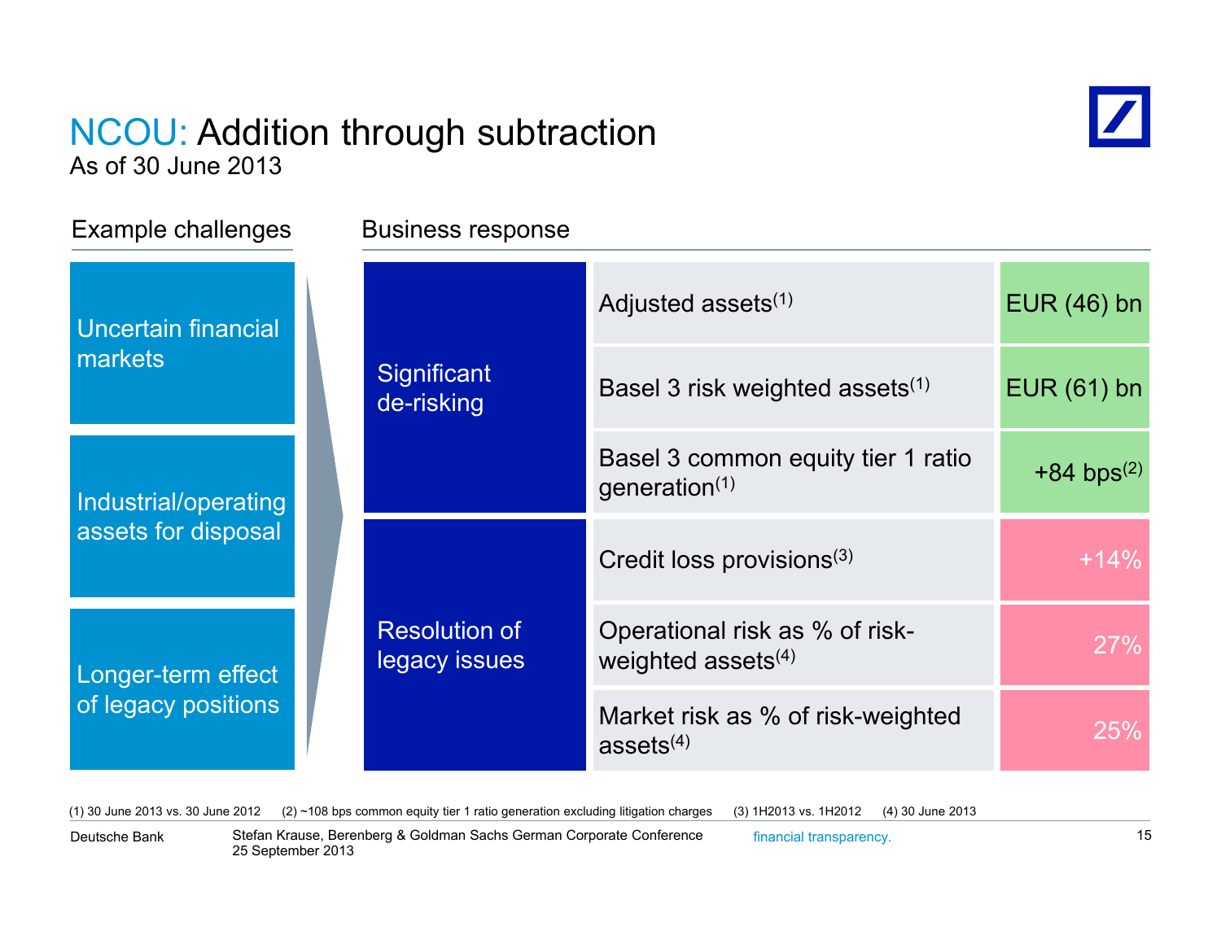# NCOU: Addition through subtraction

As of 30 June 2013

**Example challenges**

- Uncertain financial markets
- Industrial/operating assets for disposal
- Longer-term effect of legacy positions

**Business response**

| | | |
|---|---|---|
| Significant de-risking | Adjusted assets[1] | EUR (46) bn |
| | Basel 3 risk weighted assets[1] | EUR (61) bn |
| | Basel 3 common equity tier 1 ratio generation[1] | +84 bps[2] |
| Resolution of legacy issues | Credit loss provisions[3] | +14% |
| | Operational risk as % of risk-weighted assets[4] | 27% |
| | Market risk as % of risk-weighted assets[4] | 25% |

(1) 30 June 2013 vs. 30 June 2012 (2) ~108 bps common equity tier 1 ratio generation excluding litigation charges (3) 1H2013 vs. 1H2012 (4) 30 June 2013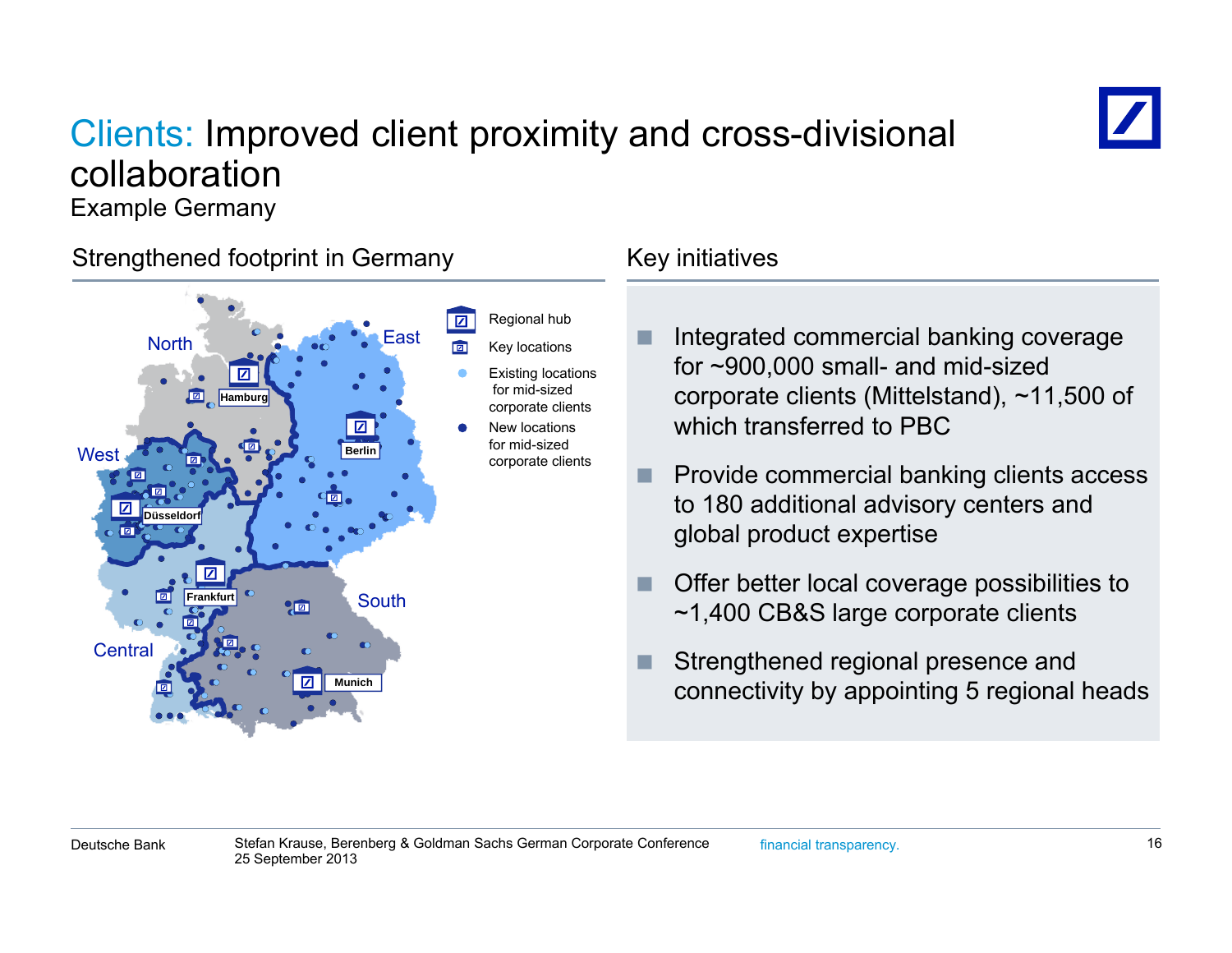# Clients: Improved client proximity and cross-divisional collaboration

Example Germany

## Strengthened footprint in Germany

North, East, West, Central, South

Hamburg, Berlin, Düsseldorf, Frankfurt, Munich

- Regional hub
- Key locations
- Existing locations for mid-sized corporate clients
- New locations for mid-sized corporate clients

## Key initiatives

- Integrated commercial banking coverage for ~900,000 small- and mid-sized corporate clients (Mittelstand), ~11,500 of which transferred to PBC
- Provide commercial banking clients access to 180 additional advisory centers and global product expertise
- Offer better local coverage possibilities to ~1,400 CB&S large corporate clients
- Strengthened regional presence and connectivity by appointing 5 regional heads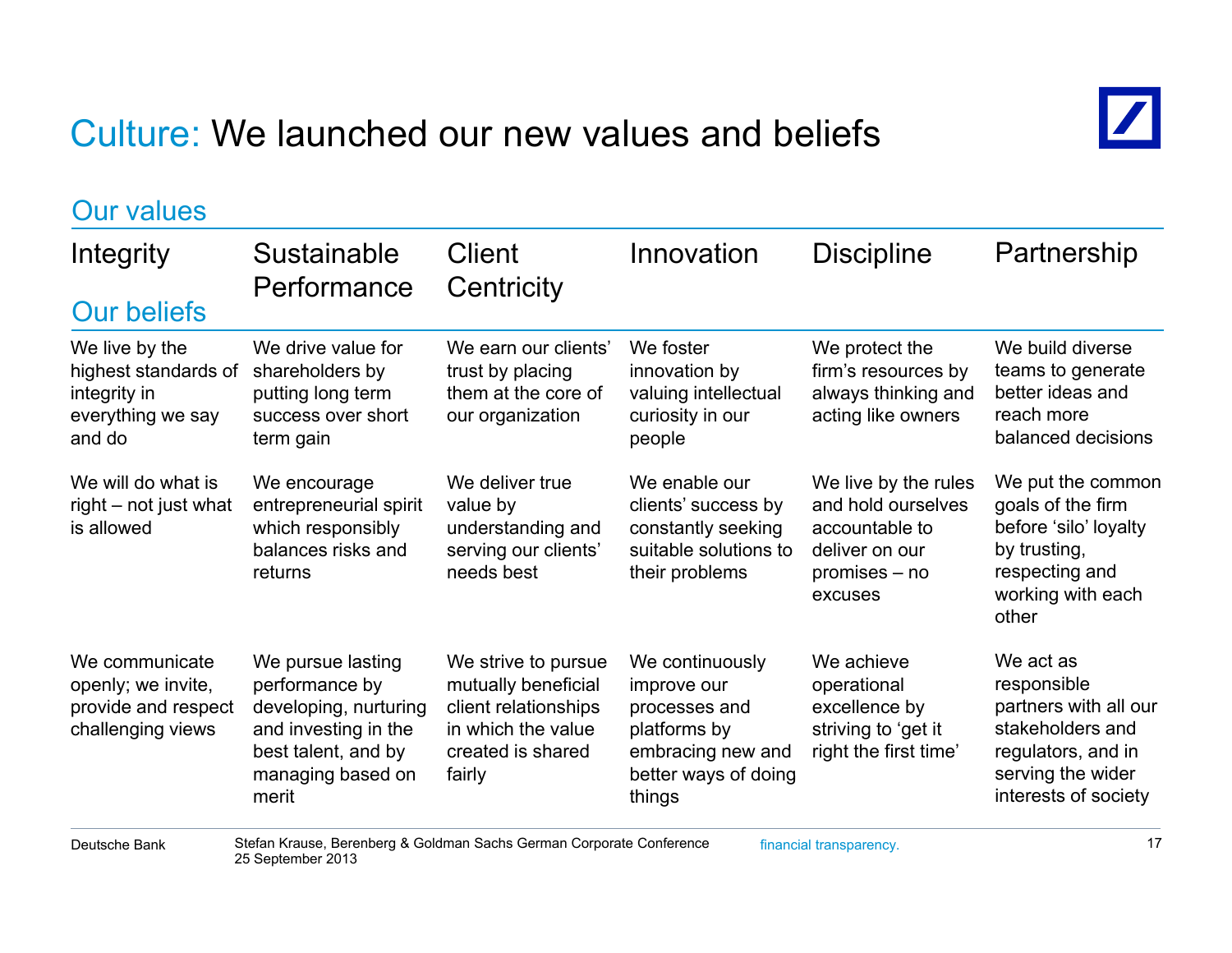# Culture: We launched our new values and beliefs

## Our values

| Integrity | Sustainable Performance | Client Centricity | Innovation | Discipline | Partnership |
|---|---|---|---|---|---|
| **Our beliefs** | | | | | |
| We live by the highest standards of integrity in everything we say and do | We drive value for shareholders by putting long term success over short term gain | We earn our clients' trust by placing them at the core of our organization | We foster innovation by valuing intellectual curiosity in our people | We protect the firm's resources by always thinking and acting like owners | We build diverse teams to generate better ideas and reach more balanced decisions |
| We will do what is right – not just what is allowed | We encourage entrepreneurial spirit which responsibly balances risks and returns | We deliver true value by understanding and serving our clients' needs best | We enable our clients' success by constantly seeking suitable solutions to their problems | We live by the rules and hold ourselves accountable to deliver on our promises – no excuses | We put the common goals of the firm before 'silo' loyalty by trusting, respecting and working with each other |
| We communicate openly; we invite, provide and respect challenging views | We pursue lasting performance by developing, nurturing and investing in the best talent, and by managing based on merit | We strive to pursue mutually beneficial client relationships in which the value created is shared fairly | We continuously improve our processes and platforms by embracing new and better ways of doing things | We achieve operational excellence by striving to 'get it right the first time' | We act as responsible partners with all our stakeholders and regulators, and in serving the wider interests of society |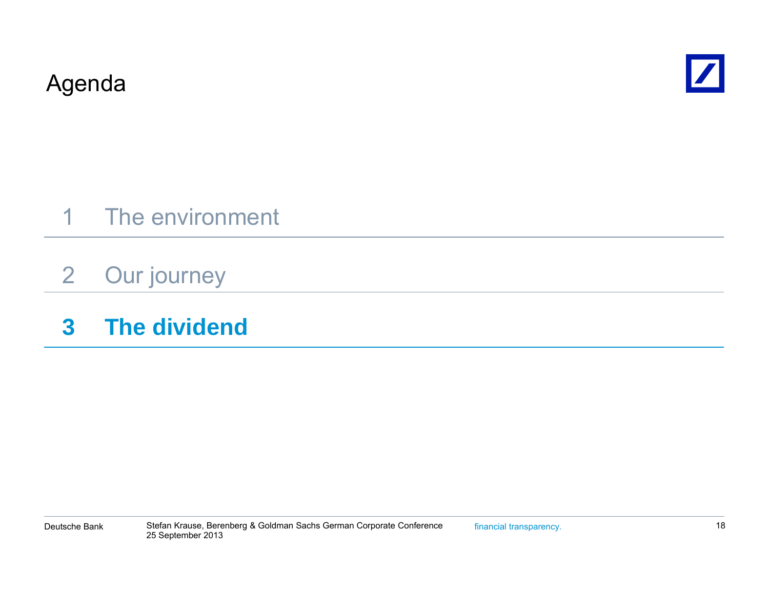# Agenda

1 The environment

2 Our journey

**3 The dividend**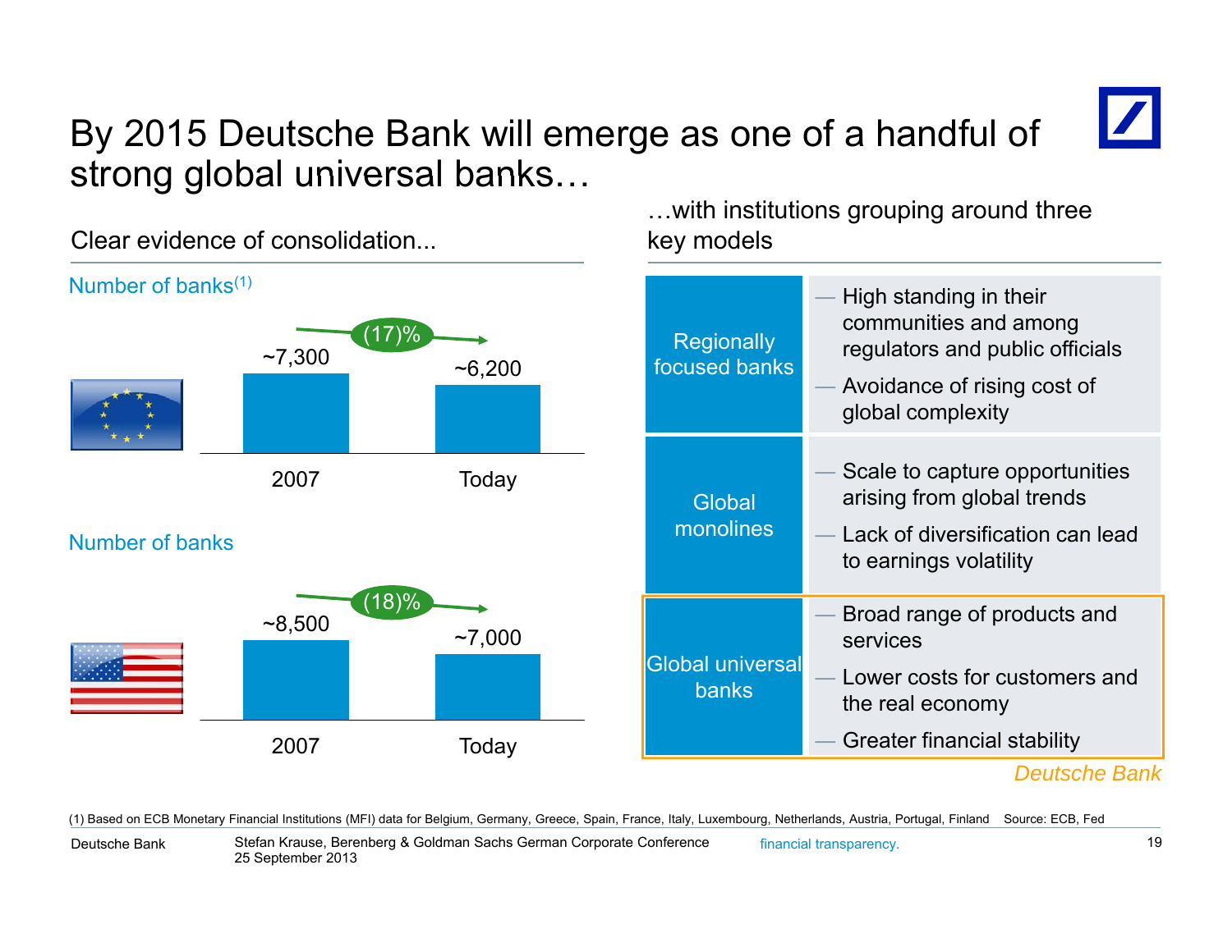# By 2015 Deutsche Bank will emerge as one of a handful of strong global universal banks…

## Clear evidence of consolidation...

**Number of banks**[1] (EU)

| | 2007 | Today |
|---|---|---|
| Number of banks | ~7,300 | ~6,200 |

Change: (17)%

**Number of banks** (US)

| | 2007 | Today |
|---|---|---|
| Number of banks | ~8,500 | ~7,000 |

Change: (18)%

## …with institutions grouping around three key models

| Model | Characteristics |
|---|---|
| Regionally focused banks | — High standing in their communities and among regulators and public officials<br>— Avoidance of rising cost of global complexity |
| Global monolines | — Scale to capture opportunities arising from global trends<br>— Lack of diversification can lead to earnings volatility |
| Global universal banks | — Broad range of products and services<br>— Lower costs for customers and the real economy<br>— Greater financial stability |

*Deutsche Bank*

(1) Based on ECB Monetary Financial Institutions (MFI) data for Belgium, Germany, Greece, Spain, France, Italy, Luxembourg, Netherlands, Austria, Portugal, Finland    Source: ECB, Fed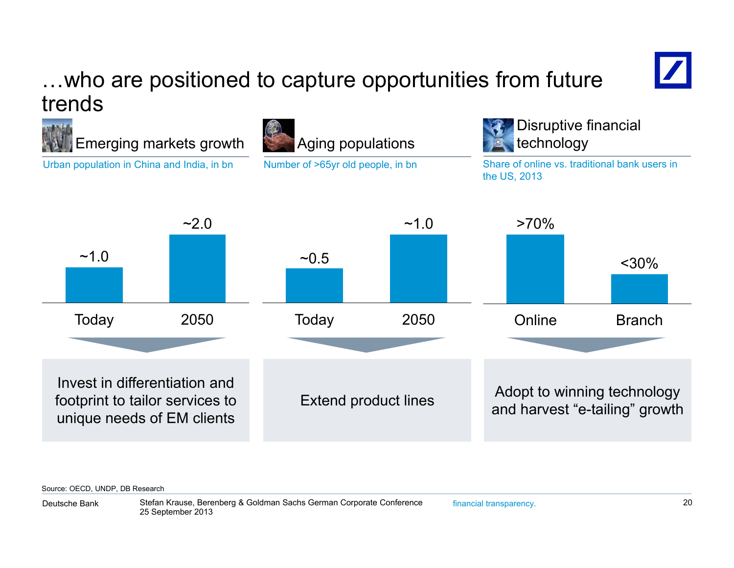# …who are positioned to capture opportunities from future trends

## Emerging markets growth

Urban population in China and India, in bn

| | Today | 2050 |
|---|---|---|
| Urban population | ~1.0 | ~2.0 |

Invest in differentiation and footprint to tailor services to unique needs of EM clients

## Aging populations

Number of >65yr old people, in bn

| | Today | 2050 |
|---|---|---|
| >65yr old people | ~0.5 | ~1.0 |

Extend product lines

## Disruptive financial technology

Share of online vs. traditional bank users in the US, 2013

| | Online | Branch |
|---|---|---|
| Share of users | >70% | <30% |

Adopt to winning technology and harvest "e-tailing" growth

Source: OECD, UNDP, DB Research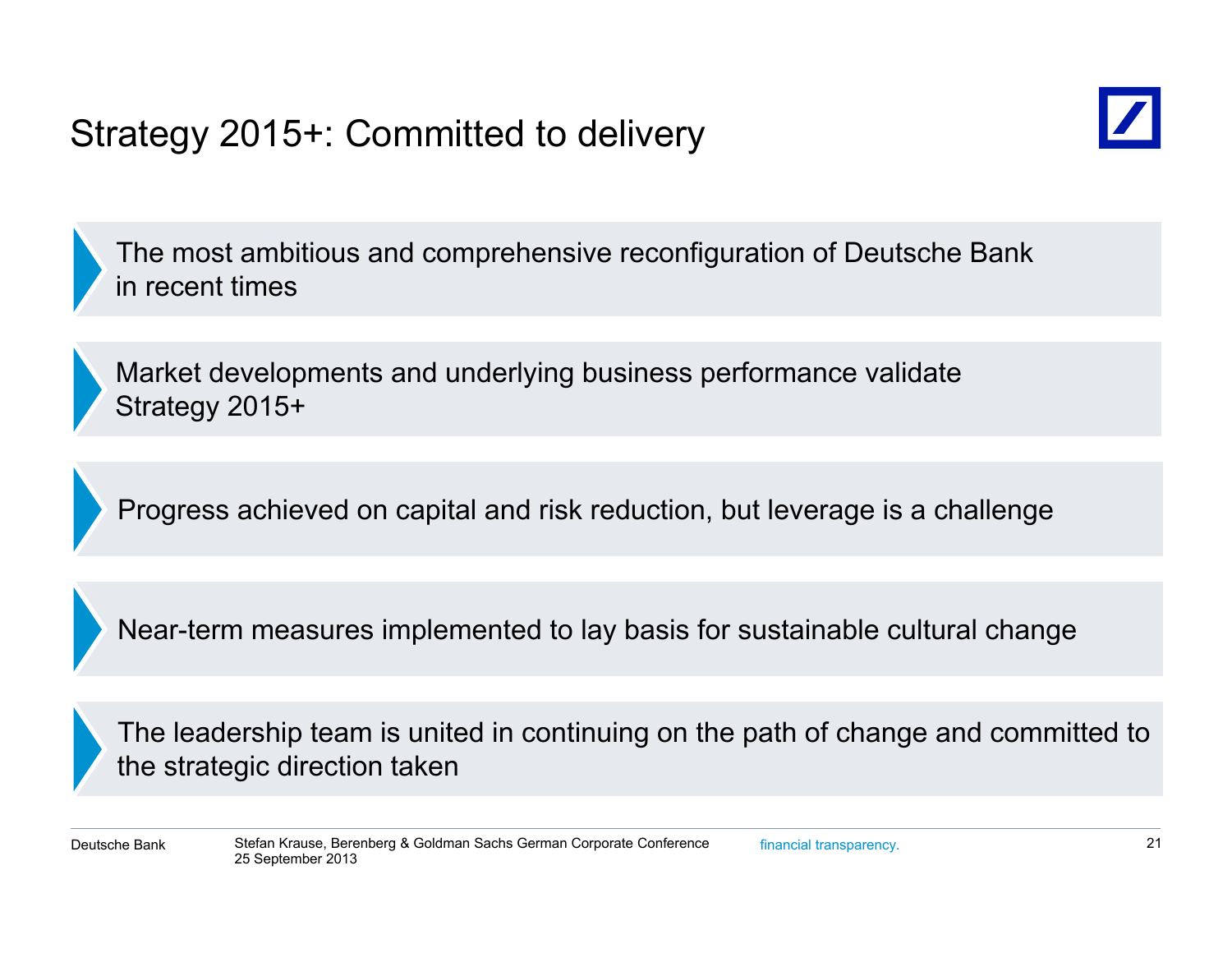# Strategy 2015+: Committed to delivery

- The most ambitious and comprehensive reconfiguration of Deutsche Bank in recent times

- Market developments and underlying business performance validate Strategy 2015+

- Progress achieved on capital and risk reduction, but leverage is a challenge

- Near-term measures implemented to lay basis for sustainable cultural change

- The leadership team is united in continuing on the path of change and committed to the strategic direction taken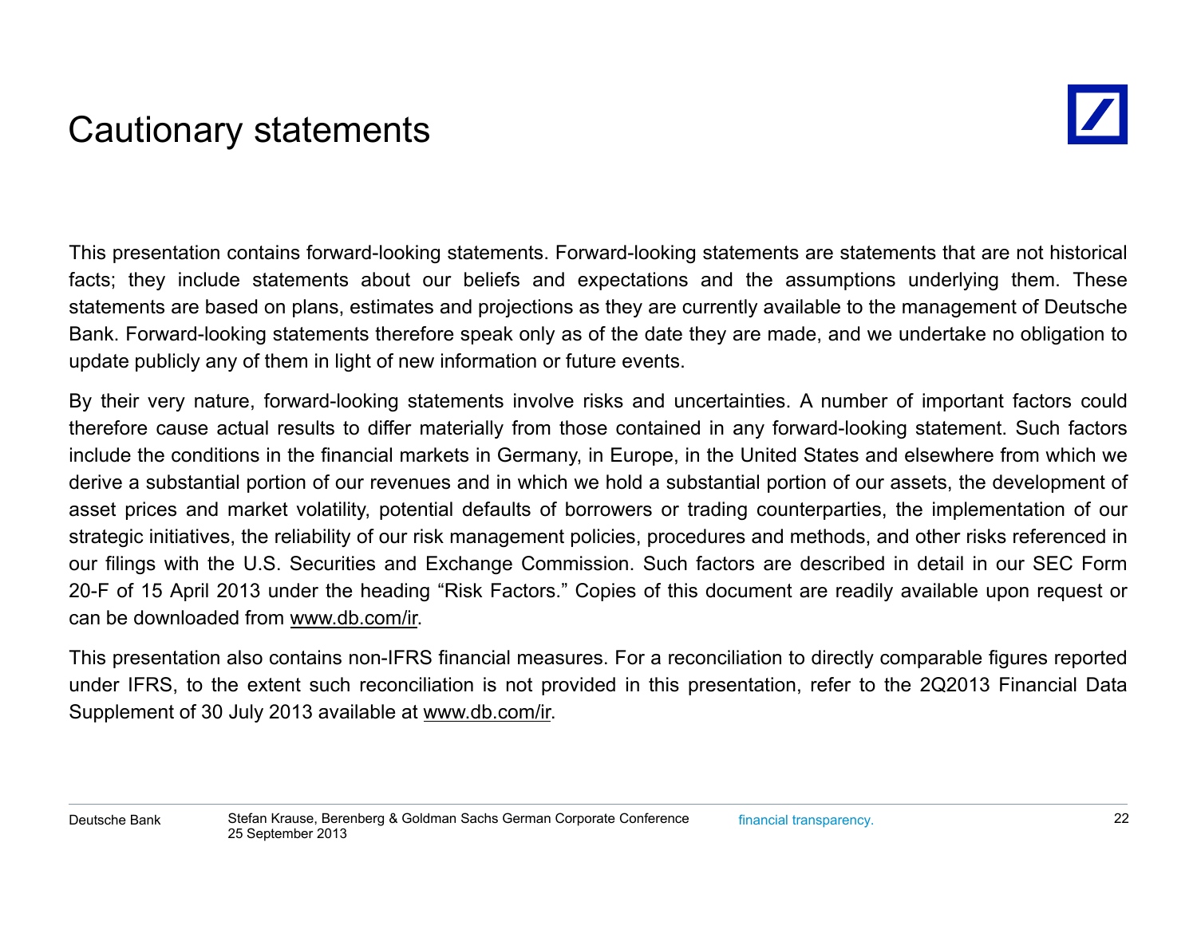# Cautionary statements

This presentation contains forward-looking statements. Forward-looking statements are statements that are not historical facts; they include statements about our beliefs and expectations and the assumptions underlying them. These statements are based on plans, estimates and projections as they are currently available to the management of Deutsche Bank. Forward-looking statements therefore speak only as of the date they are made, and we undertake no obligation to update publicly any of them in light of new information or future events.

By their very nature, forward-looking statements involve risks and uncertainties. A number of important factors could therefore cause actual results to differ materially from those contained in any forward-looking statement. Such factors include the conditions in the financial markets in Germany, in Europe, in the United States and elsewhere from which we derive a substantial portion of our revenues and in which we hold a substantial portion of our assets, the development of asset prices and market volatility, potential defaults of borrowers or trading counterparties, the implementation of our strategic initiatives, the reliability of our risk management policies, procedures and methods, and other risks referenced in our filings with the U.S. Securities and Exchange Commission. Such factors are described in detail in our SEC Form 20-F of 15 April 2013 under the heading "Risk Factors." Copies of this document are readily available upon request or can be downloaded from www.db.com/ir.

This presentation also contains non-IFRS financial measures. For a reconciliation to directly comparable figures reported under IFRS, to the extent such reconciliation is not provided in this presentation, refer to the 2Q2013 Financial Data Supplement of 30 July 2013 available at www.db.com/ir.